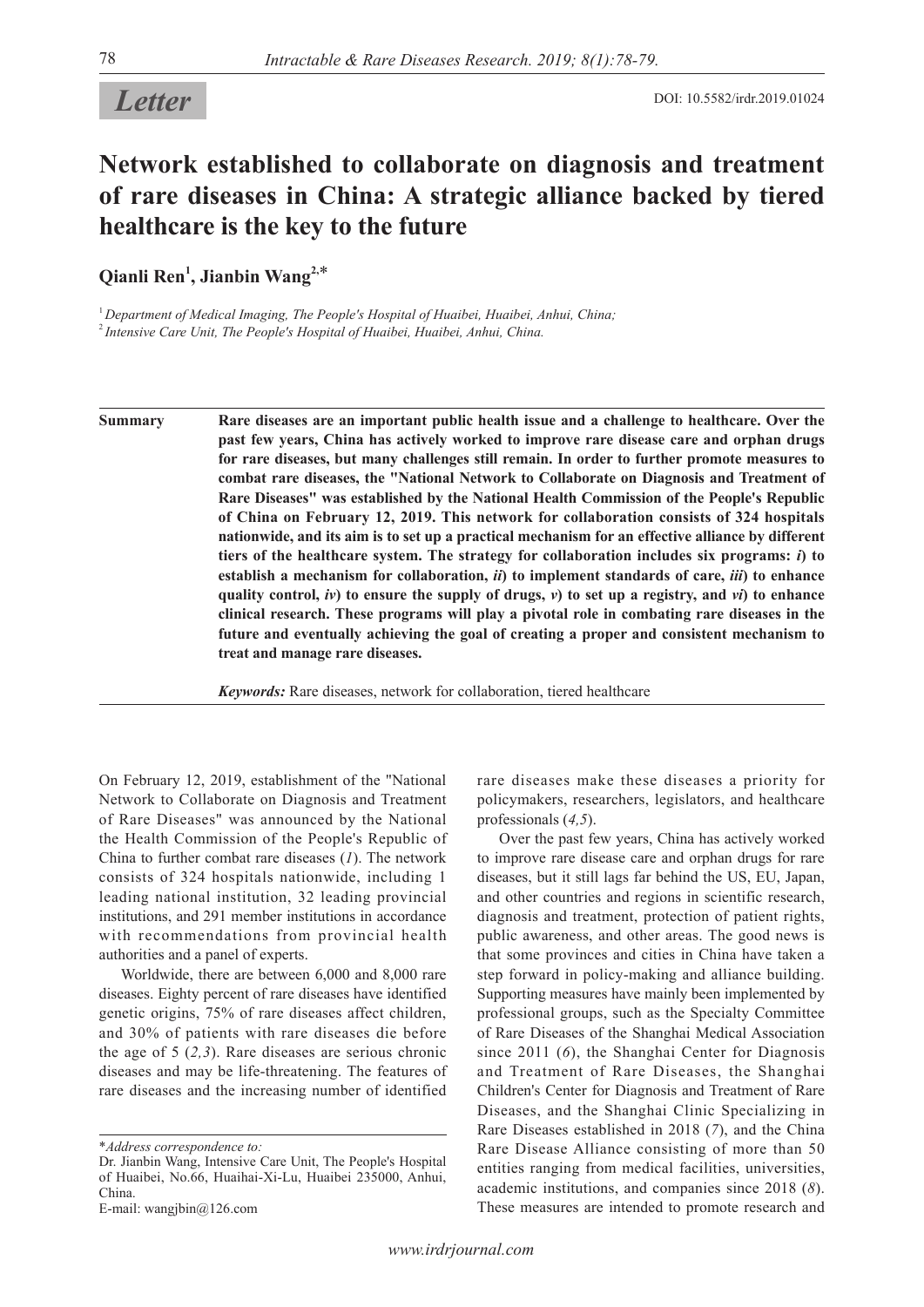**Letter**

DOI: 10.5582/irdr.2019.01024

# Network established to collaborate on diagnosis and treatment of rare diseases in China: A strategic alliance backed by tiered healthcare is the key to the future

**Qianli Ren[1], Jianbin Wang[2,*]**

[1] *Department of Medical Imaging, The People's Hospital of Huaibei, Huaibei, Anhui, China;*
[2] *Intensive Care Unit, The People's Hospital of Huaibei, Huaibei, Anhui, China.*

**Summary** **Rare diseases are an important public health issue and a challenge to healthcare. Over the past few years, China has actively worked to improve rare disease care and orphan drugs for rare diseases, but many challenges still remain. In order to further promote measures to combat rare diseases, the "National Network to Collaborate on Diagnosis and Treatment of Rare Diseases" was established by the National Health Commission of the People's Republic of China on February 12, 2019. This network for collaboration consists of 324 hospitals nationwide, and its aim is to set up a practical mechanism for an effective alliance by different tiers of the healthcare system. The strategy for collaboration includes six programs: *i*) to establish a mechanism for collaboration, *ii*) to implement standards of care, *iii*) to enhance quality control, *iv*) to ensure the supply of drugs, *v*) to set up a registry, and *vi*) to enhance clinical research. These programs will play a pivotal role in combating rare diseases in the future and eventually achieving the goal of creating a proper and consistent mechanism to treat and manage rare diseases.**

***Keywords:*** Rare diseases, network for collaboration, tiered healthcare

On February 12, 2019, establishment of the "National Network to Collaborate on Diagnosis and Treatment of Rare Diseases" was announced by the National the Health Commission of the People's Republic of China to further combat rare diseases (*1*). The network consists of 324 hospitals nationwide, including 1 leading national institution, 32 leading provincial institutions, and 291 member institutions in accordance with recommendations from provincial health authorities and a panel of experts.

Worldwide, there are between 6,000 and 8,000 rare diseases. Eighty percent of rare diseases have identified genetic origins, 75% of rare diseases affect children, and 30% of patients with rare diseases die before the age of 5 (*2,3*). Rare diseases are serious chronic diseases and may be life-threatening. The features of rare diseases and the increasing number of identified rare diseases make these diseases a priority for policymakers, researchers, legislators, and healthcare professionals (*4,5*).

Over the past few years, China has actively worked to improve rare disease care and orphan drugs for rare diseases, but it still lags far behind the US, EU, Japan, and other countries and regions in scientific research, diagnosis and treatment, protection of patient rights, public awareness, and other areas. The good news is that some provinces and cities in China have taken a step forward in policy-making and alliance building. Supporting measures have mainly been implemented by professional groups, such as the Specialty Committee of Rare Diseases of the Shanghai Medical Association since 2011 (*6*), the Shanghai Center for Diagnosis and Treatment of Rare Diseases, the Shanghai Children's Center for Diagnosis and Treatment of Rare Diseases, and the Shanghai Clinic Specializing in Rare Diseases established in 2018 (*7*), and the China Rare Disease Alliance consisting of more than 50 entities ranging from medical facilities, universities, academic institutions, and companies since 2018 (*8*). These measures are intended to promote research and

---

*\*Address correspondence to:*
Dr. Jianbin Wang, Intensive Care Unit, The People's Hospital of Huaibei, No.66, Huaihai-Xi-Lu, Huaibei 235000, Anhui, China.
E-mail: wangjbin@126.com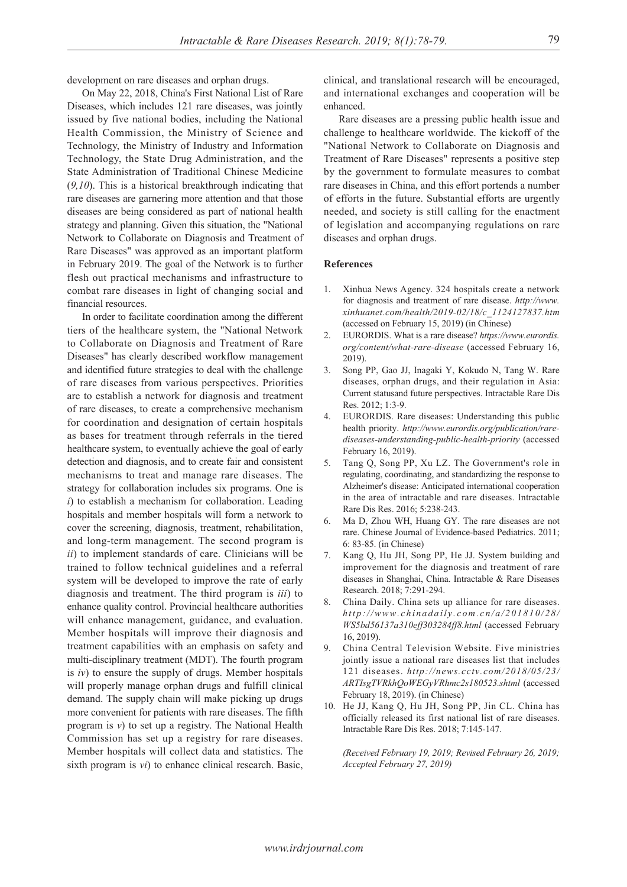development on rare diseases and orphan drugs.

On May 22, 2018, China's First National List of Rare Diseases, which includes 121 rare diseases, was jointly issued by five national bodies, including the National Health Commission, the Ministry of Science and Technology, the Ministry of Industry and Information Technology, the State Drug Administration, and the State Administration of Traditional Chinese Medicine (*9,10*). This is a historical breakthrough indicating that rare diseases are garnering more attention and that those diseases are being considered as part of national health strategy and planning. Given this situation, the "National Network to Collaborate on Diagnosis and Treatment of Rare Diseases" was approved as an important platform in February 2019. The goal of the Network is to further flesh out practical mechanisms and infrastructure to combat rare diseases in light of changing social and financial resources.

In order to facilitate coordination among the different tiers of the healthcare system, the "National Network to Collaborate on Diagnosis and Treatment of Rare Diseases" has clearly described workflow management and identified future strategies to deal with the challenge of rare diseases from various perspectives. Priorities are to establish a network for diagnosis and treatment of rare diseases, to create a comprehensive mechanism for coordination and designation of certain hospitals as bases for treatment through referrals in the tiered healthcare system, to eventually achieve the goal of early detection and diagnosis, and to create fair and consistent mechanisms to treat and manage rare diseases. The strategy for collaboration includes six programs. One is *i*) to establish a mechanism for collaboration. Leading hospitals and member hospitals will form a network to cover the screening, diagnosis, treatment, rehabilitation, and long-term management. The second program is *ii*) to implement standards of care. Clinicians will be trained to follow technical guidelines and a referral system will be developed to improve the rate of early diagnosis and treatment. The third program is *iii*) to enhance quality control. Provincial healthcare authorities will enhance management, guidance, and evaluation. Member hospitals will improve their diagnosis and treatment capabilities with an emphasis on safety and multi-disciplinary treatment (MDT). The fourth program is *iv*) to ensure the supply of drugs. Member hospitals will properly manage orphan drugs and fulfill clinical demand. The supply chain will make picking up drugs more convenient for patients with rare diseases. The fifth program is *v*) to set up a registry. The National Health Commission has set up a registry for rare diseases. Member hospitals will collect data and statistics. The sixth program is *vi*) to enhance clinical research. Basic, clinical, and translational research will be encouraged, and international exchanges and cooperation will be enhanced.

Rare diseases are a pressing public health issue and challenge to healthcare worldwide. The kickoff of the "National Network to Collaborate on Diagnosis and Treatment of Rare Diseases" represents a positive step by the government to formulate measures to combat rare diseases in China, and this effort portends a number of efforts in the future. Substantial efforts are urgently needed, and society is still calling for the enactment of legislation and accompanying regulations on rare diseases and orphan drugs.

## References

1. Xinhua News Agency. 324 hospitals create a network for diagnosis and treatment of rare disease. *http://www.xinhuanet.com/health/2019-02/18/c_1124127837.htm* (accessed on February 15, 2019) (in Chinese)
2. EURORDIS. What is a rare disease? *https://www.eurordis.org/content/what-rare-disease* (accessed February 16, 2019).
3. Song PP, Gao JJ, Inagaki Y, Kokudo N, Tang W. Rare diseases, orphan drugs, and their regulation in Asia: Current statusand future perspectives. Intractable Rare Dis Res. 2012; 1:3-9.
4. EURORDIS. Rare diseases: Understanding this public health priority. *http://www.eurordis.org/publication/rare-diseases-understanding-public-health-priority* (accessed February 16, 2019).
5. Tang Q, Song PP, Xu LZ. The Government's role in regulating, coordinating, and standardizing the response to Alzheimer's disease: Anticipated international cooperation in the area of intractable and rare diseases. Intractable Rare Dis Res. 2016; 5:238-243.
6. Ma D, Zhou WH, Huang GY. The rare diseases are not rare. Chinese Journal of Evidence-based Pediatrics. 2011; 6: 83-85. (in Chinese)
7. Kang Q, Hu JH, Song PP, He JJ. System building and improvement for the diagnosis and treatment of rare diseases in Shanghai, China. Intractable & Rare Diseases Research. 2018; 7:291-294.
8. China Daily. China sets up alliance for rare diseases. *http://www.chinadaily.com.cn/a/201810/28/WS5bd56137a310eff303284ff8.html* (accessed February 16, 2019).
9. China Central Television Website. Five ministries jointly issue a national rare diseases list that includes 121 diseases. *http://news.cctv.com/2018/05/23/ARTIsgTVRkhQoWEGyVRhmc2s180523.shtml* (accessed February 18, 2019). (in Chinese)
10. He JJ, Kang Q, Hu JH, Song PP, Jin CL. China has officially released its first national list of rare diseases. Intractable Rare Dis Res. 2018; 7:145-147.

*(Received February 19, 2019; Revised February 26, 2019; Accepted February 27, 2019)*